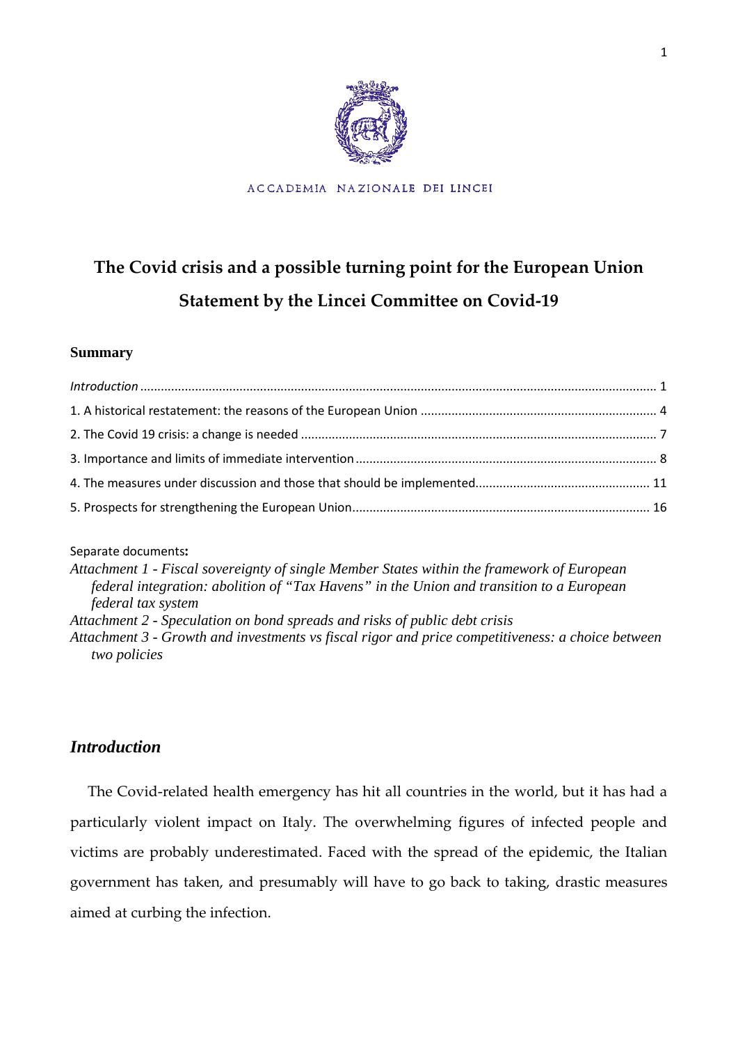ACCADEMIA NAZIONALE DEI LINCEI

# The Covid crisis and a possible turning point for the European Union

# Statement by the Lincei Committee on Covid-19

**Summary**

*Introduction* .................................................................................................................................................. 1

1. A historical restatement: the reasons of the European Union ..................................................................... 4

2. The Covid 19 crisis: a change is needed ........................................................................................................ 7

3. Importance and limits of immediate intervention ........................................................................................ 8

4. The measures under discussion and those that should be implemented.................................................. 11

5. Prospects for strengthening the European Union...................................................................................... 16

Separate documents**:**

*Attachment 1 - Fiscal sovereignty of single Member States within the framework of European federal integration: abolition of "Tax Havens" in the Union and transition to a European federal tax system*

*Attachment 2 - Speculation on bond spreads and risks of public debt crisis*

*Attachment 3 - Growth and investments vs fiscal rigor and price competitiveness: a choice between two policies*

## *Introduction*

The Covid-related health emergency has hit all countries in the world, but it has had a particularly violent impact on Italy. The overwhelming figures of infected people and victims are probably underestimated. Faced with the spread of the epidemic, the Italian government has taken, and presumably will have to go back to taking, drastic measures aimed at curbing the infection.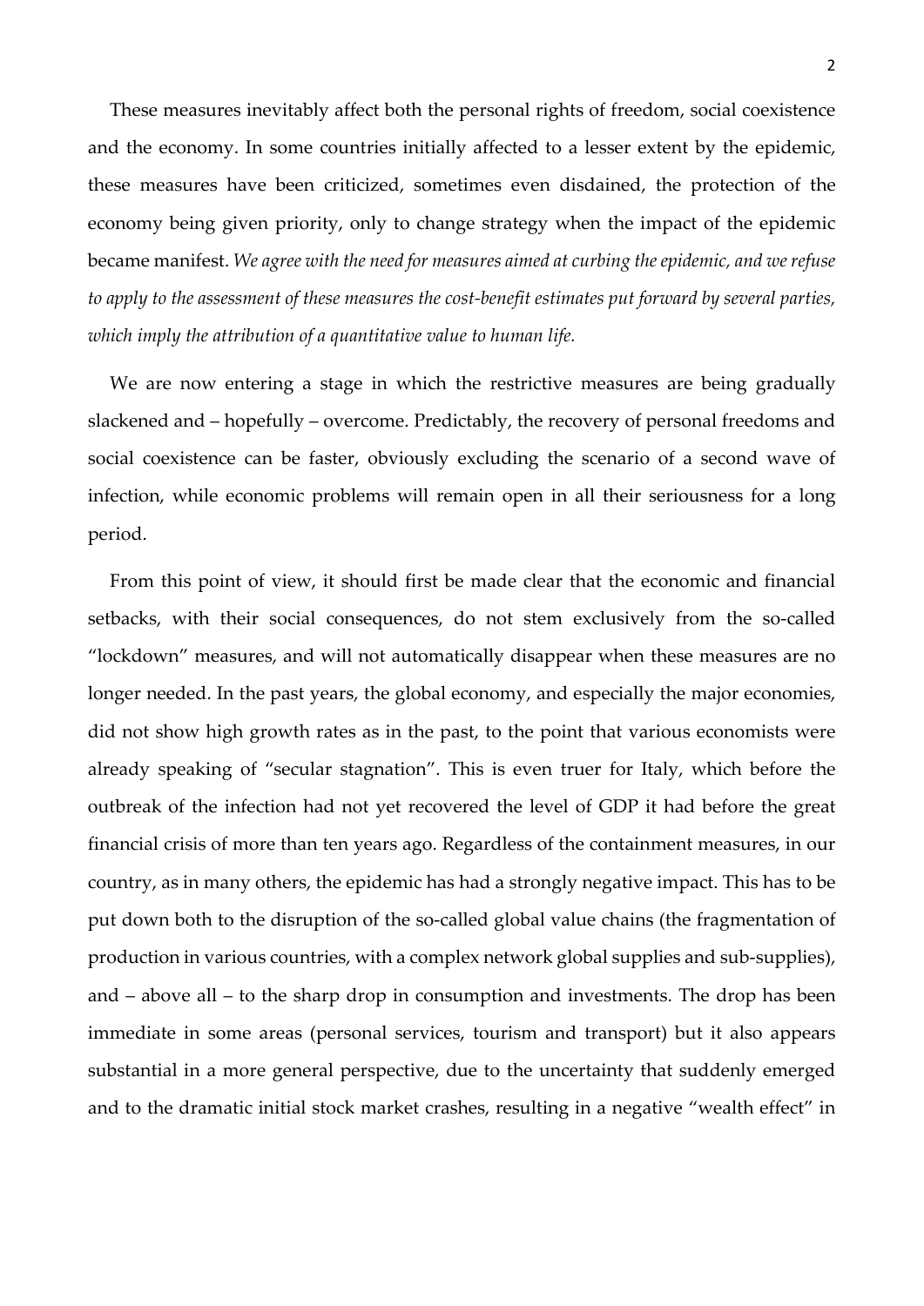These measures inevitably affect both the personal rights of freedom, social coexistence and the economy. In some countries initially affected to a lesser extent by the epidemic, these measures have been criticized, sometimes even disdained, the protection of the economy being given priority, only to change strategy when the impact of the epidemic became manifest. *We agree with the need for measures aimed at curbing the epidemic, and we refuse to apply to the assessment of these measures the cost-benefit estimates put forward by several parties, which imply the attribution of a quantitative value to human life.*

We are now entering a stage in which the restrictive measures are being gradually slackened and – hopefully – overcome. Predictably, the recovery of personal freedoms and social coexistence can be faster, obviously excluding the scenario of a second wave of infection, while economic problems will remain open in all their seriousness for a long period.

From this point of view, it should first be made clear that the economic and financial setbacks, with their social consequences, do not stem exclusively from the so-called "lockdown" measures, and will not automatically disappear when these measures are no longer needed. In the past years, the global economy, and especially the major economies, did not show high growth rates as in the past, to the point that various economists were already speaking of "secular stagnation". This is even truer for Italy, which before the outbreak of the infection had not yet recovered the level of GDP it had before the great financial crisis of more than ten years ago. Regardless of the containment measures, in our country, as in many others, the epidemic has had a strongly negative impact. This has to be put down both to the disruption of the so-called global value chains (the fragmentation of production in various countries, with a complex network global supplies and sub-supplies), and – above all – to the sharp drop in consumption and investments. The drop has been immediate in some areas (personal services, tourism and transport) but it also appears substantial in a more general perspective, due to the uncertainty that suddenly emerged and to the dramatic initial stock market crashes, resulting in a negative "wealth effect" in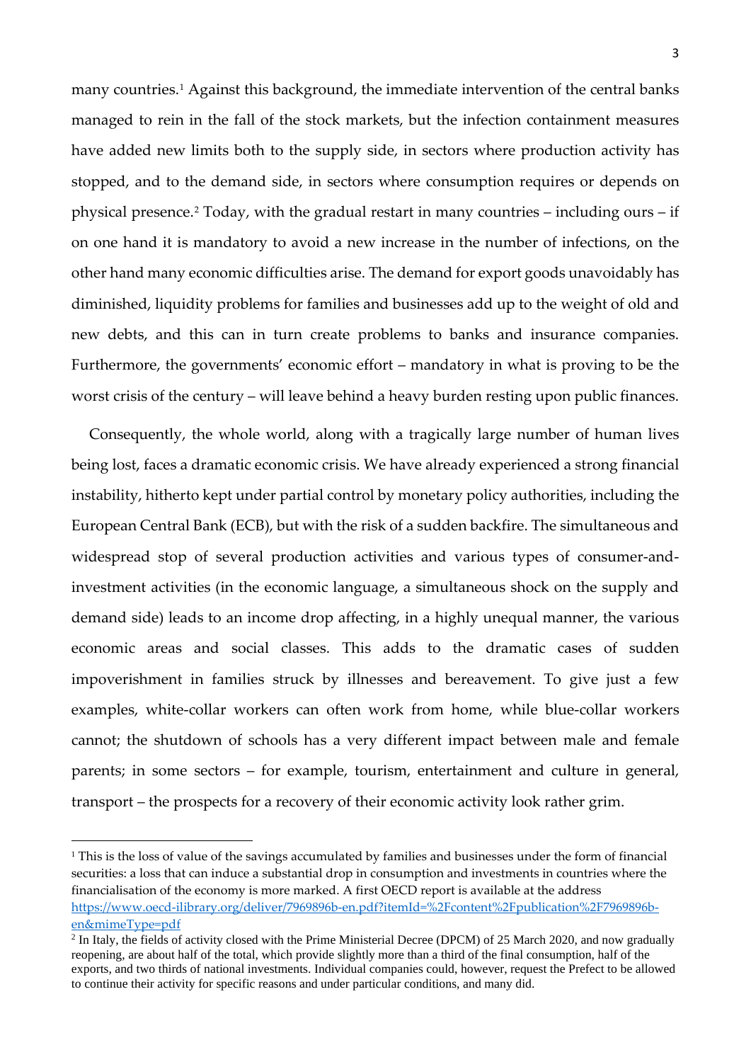many countries.[1] Against this background, the immediate intervention of the central banks managed to rein in the fall of the stock markets, but the infection containment measures have added new limits both to the supply side, in sectors where production activity has stopped, and to the demand side, in sectors where consumption requires or depends on physical presence.[2] Today, with the gradual restart in many countries – including ours – if on one hand it is mandatory to avoid a new increase in the number of infections, on the other hand many economic difficulties arise. The demand for export goods unavoidably has diminished, liquidity problems for families and businesses add up to the weight of old and new debts, and this can in turn create problems to banks and insurance companies. Furthermore, the governments' economic effort – mandatory in what is proving to be the worst crisis of the century – will leave behind a heavy burden resting upon public finances.

Consequently, the whole world, along with a tragically large number of human lives being lost, faces a dramatic economic crisis. We have already experienced a strong financial instability, hitherto kept under partial control by monetary policy authorities, including the European Central Bank (ECB), but with the risk of a sudden backfire. The simultaneous and widespread stop of several production activities and various types of consumer-and-investment activities (in the economic language, a simultaneous shock on the supply and demand side) leads to an income drop affecting, in a highly unequal manner, the various economic areas and social classes. This adds to the dramatic cases of sudden impoverishment in families struck by illnesses and bereavement. To give just a few examples, white-collar workers can often work from home, while blue-collar workers cannot; the shutdown of schools has a very different impact between male and female parents; in some sectors – for example, tourism, entertainment and culture in general, transport – the prospects for a recovery of their economic activity look rather grim.

---

[1] This is the loss of value of the savings accumulated by families and businesses under the form of financial securities: a loss that can induce a substantial drop in consumption and investments in countries where the financialisation of the economy is more marked. A first OECD report is available at the address https://www.oecd-ilibrary.org/deliver/7969896b-en.pdf?itemId=%2Fcontent%2Fpublication%2F7969896b-en&mimeType=pdf

[2] In Italy, the fields of activity closed with the Prime Ministerial Decree (DPCM) of 25 March 2020, and now gradually reopening, are about half of the total, which provide slightly more than a third of the final consumption, half of the exports, and two thirds of national investments. Individual companies could, however, request the Prefect to be allowed to continue their activity for specific reasons and under particular conditions, and many did.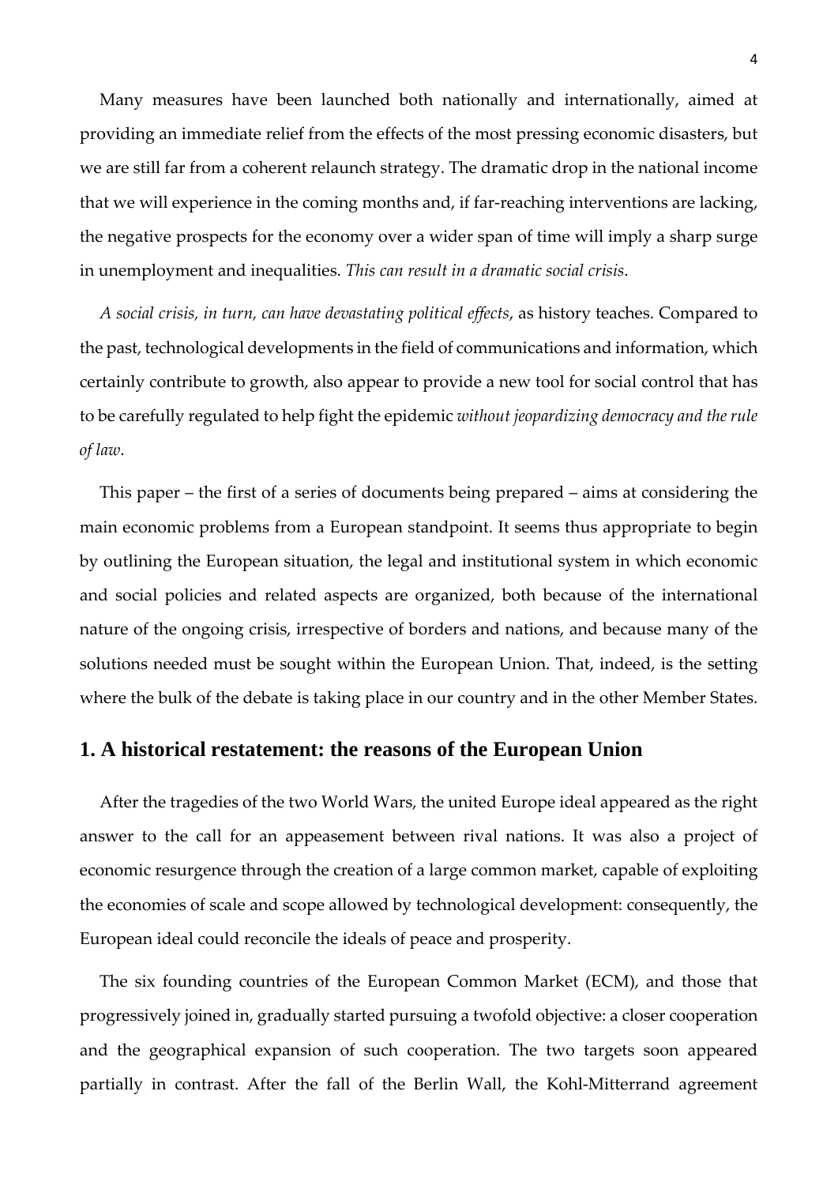Many measures have been launched both nationally and internationally, aimed at providing an immediate relief from the effects of the most pressing economic disasters, but we are still far from a coherent relaunch strategy. The dramatic drop in the national income that we will experience in the coming months and, if far-reaching interventions are lacking, the negative prospects for the economy over a wider span of time will imply a sharp surge in unemployment and inequalities. *This can result in a dramatic social crisis*.

*A social crisis, in turn, can have devastating political effects*, as history teaches. Compared to the past, technological developments in the field of communications and information, which certainly contribute to growth, also appear to provide a new tool for social control that has to be carefully regulated to help fight the epidemic *without jeopardizing democracy and the rule of law*.

This paper – the first of a series of documents being prepared – aims at considering the main economic problems from a European standpoint. It seems thus appropriate to begin by outlining the European situation, the legal and institutional system in which economic and social policies and related aspects are organized, both because of the international nature of the ongoing crisis, irrespective of borders and nations, and because many of the solutions needed must be sought within the European Union. That, indeed, is the setting where the bulk of the debate is taking place in our country and in the other Member States.

## 1. A historical restatement: the reasons of the European Union

After the tragedies of the two World Wars, the united Europe ideal appeared as the right answer to the call for an appeasement between rival nations. It was also a project of economic resurgence through the creation of a large common market, capable of exploiting the economies of scale and scope allowed by technological development: consequently, the European ideal could reconcile the ideals of peace and prosperity.

The six founding countries of the European Common Market (ECM), and those that progressively joined in, gradually started pursuing a twofold objective: a closer cooperation and the geographical expansion of such cooperation. The two targets soon appeared partially in contrast. After the fall of the Berlin Wall, the Kohl-Mitterrand agreement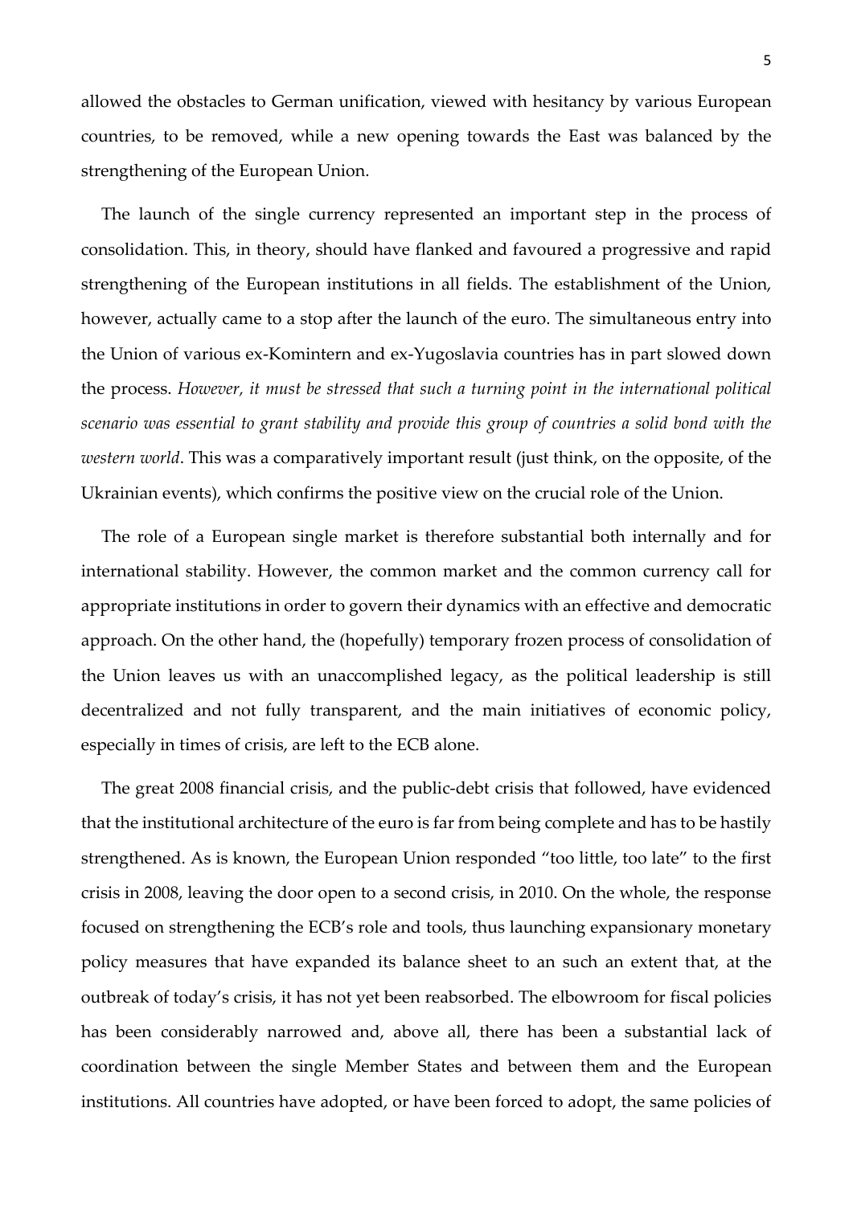allowed the obstacles to German unification, viewed with hesitancy by various European countries, to be removed, while a new opening towards the East was balanced by the strengthening of the European Union.

The launch of the single currency represented an important step in the process of consolidation. This, in theory, should have flanked and favoured a progressive and rapid strengthening of the European institutions in all fields. The establishment of the Union, however, actually came to a stop after the launch of the euro. The simultaneous entry into the Union of various ex-Komintern and ex-Yugoslavia countries has in part slowed down the process. *However, it must be stressed that such a turning point in the international political scenario was essential to grant stability and provide this group of countries a solid bond with the western world*. This was a comparatively important result (just think, on the opposite, of the Ukrainian events), which confirms the positive view on the crucial role of the Union.

The role of a European single market is therefore substantial both internally and for international stability. However, the common market and the common currency call for appropriate institutions in order to govern their dynamics with an effective and democratic approach. On the other hand, the (hopefully) temporary frozen process of consolidation of the Union leaves us with an unaccomplished legacy, as the political leadership is still decentralized and not fully transparent, and the main initiatives of economic policy, especially in times of crisis, are left to the ECB alone.

The great 2008 financial crisis, and the public-debt crisis that followed, have evidenced that the institutional architecture of the euro is far from being complete and has to be hastily strengthened. As is known, the European Union responded "too little, too late" to the first crisis in 2008, leaving the door open to a second crisis, in 2010. On the whole, the response focused on strengthening the ECB's role and tools, thus launching expansionary monetary policy measures that have expanded its balance sheet to an such an extent that, at the outbreak of today's crisis, it has not yet been reabsorbed. The elbowroom for fiscal policies has been considerably narrowed and, above all, there has been a substantial lack of coordination between the single Member States and between them and the European institutions. All countries have adopted, or have been forced to adopt, the same policies of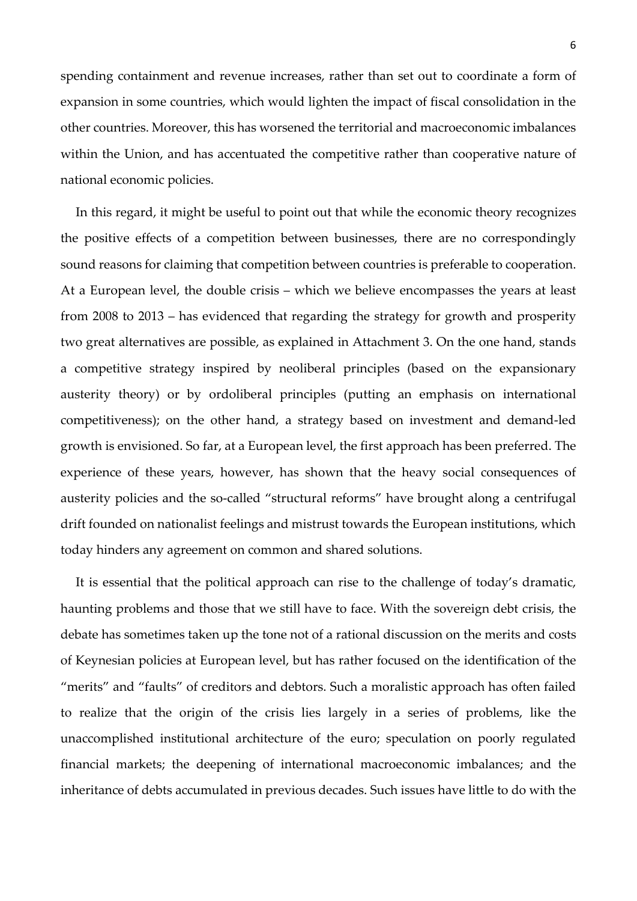spending containment and revenue increases, rather than set out to coordinate a form of expansion in some countries, which would lighten the impact of fiscal consolidation in the other countries. Moreover, this has worsened the territorial and macroeconomic imbalances within the Union, and has accentuated the competitive rather than cooperative nature of national economic policies.

In this regard, it might be useful to point out that while the economic theory recognizes the positive effects of a competition between businesses, there are no correspondingly sound reasons for claiming that competition between countries is preferable to cooperation. At a European level, the double crisis – which we believe encompasses the years at least from 2008 to 2013 – has evidenced that regarding the strategy for growth and prosperity two great alternatives are possible, as explained in Attachment 3. On the one hand, stands a competitive strategy inspired by neoliberal principles (based on the expansionary austerity theory) or by ordoliberal principles (putting an emphasis on international competitiveness); on the other hand, a strategy based on investment and demand-led growth is envisioned. So far, at a European level, the first approach has been preferred. The experience of these years, however, has shown that the heavy social consequences of austerity policies and the so-called "structural reforms" have brought along a centrifugal drift founded on nationalist feelings and mistrust towards the European institutions, which today hinders any agreement on common and shared solutions.

It is essential that the political approach can rise to the challenge of today's dramatic, haunting problems and those that we still have to face. With the sovereign debt crisis, the debate has sometimes taken up the tone not of a rational discussion on the merits and costs of Keynesian policies at European level, but has rather focused on the identification of the "merits" and "faults" of creditors and debtors. Such a moralistic approach has often failed to realize that the origin of the crisis lies largely in a series of problems, like the unaccomplished institutional architecture of the euro; speculation on poorly regulated financial markets; the deepening of international macroeconomic imbalances; and the inheritance of debts accumulated in previous decades. Such issues have little to do with the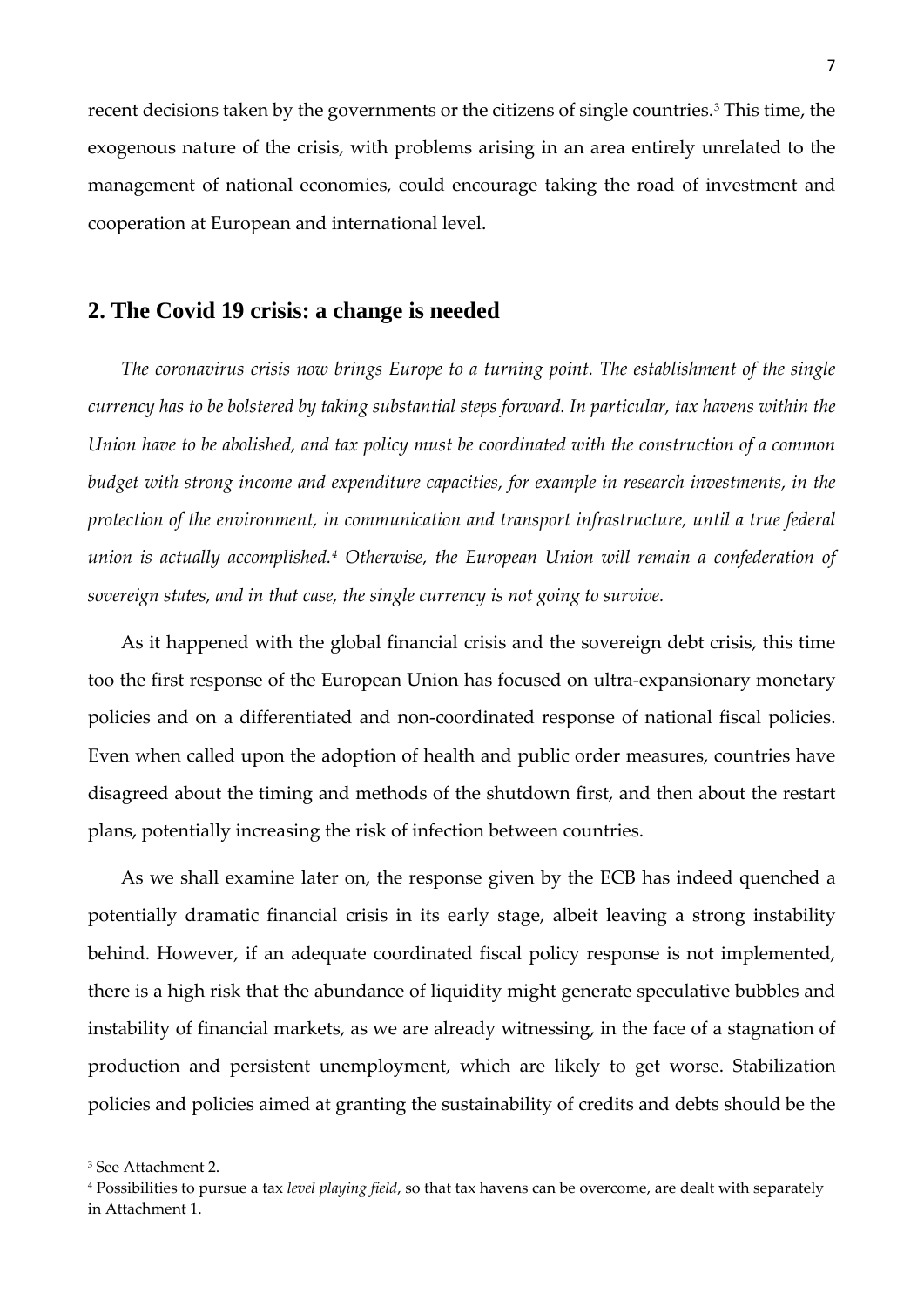recent decisions taken by the governments or the citizens of single countries.[3] This time, the exogenous nature of the crisis, with problems arising in an area entirely unrelated to the management of national economies, could encourage taking the road of investment and cooperation at European and international level.

## 2. The Covid 19 crisis: a change is needed

*The coronavirus crisis now brings Europe to a turning point. The establishment of the single currency has to be bolstered by taking substantial steps forward. In particular, tax havens within the Union have to be abolished, and tax policy must be coordinated with the construction of a common budget with strong income and expenditure capacities, for example in research investments, in the protection of the environment, in communication and transport infrastructure, until a true federal union is actually accomplished.[4] Otherwise, the European Union will remain a confederation of sovereign states, and in that case, the single currency is not going to survive.*

As it happened with the global financial crisis and the sovereign debt crisis, this time too the first response of the European Union has focused on ultra-expansionary monetary policies and on a differentiated and non-coordinated response of national fiscal policies. Even when called upon the adoption of health and public order measures, countries have disagreed about the timing and methods of the shutdown first, and then about the restart plans, potentially increasing the risk of infection between countries.

As we shall examine later on, the response given by the ECB has indeed quenched a potentially dramatic financial crisis in its early stage, albeit leaving a strong instability behind. However, if an adequate coordinated fiscal policy response is not implemented, there is a high risk that the abundance of liquidity might generate speculative bubbles and instability of financial markets, as we are already witnessing, in the face of a stagnation of production and persistent unemployment, which are likely to get worse. Stabilization policies and policies aimed at granting the sustainability of credits and debts should be the

[3] See Attachment 2.

[4] Possibilities to pursue a tax *level playing field*, so that tax havens can be overcome, are dealt with separately in Attachment 1.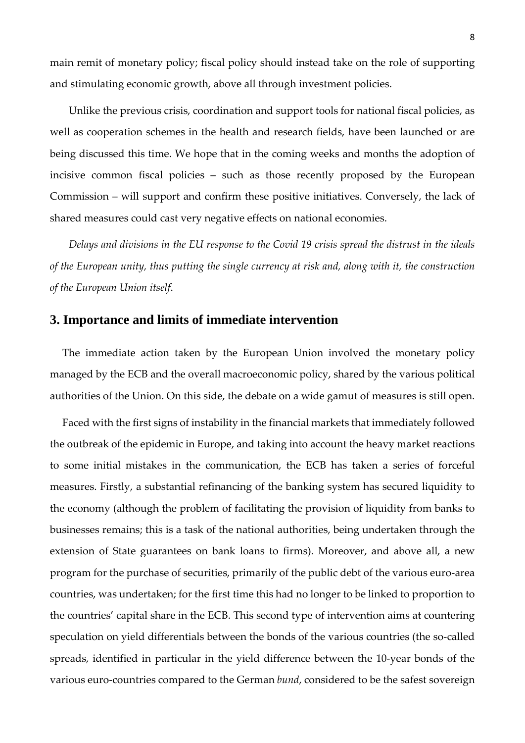main remit of monetary policy; fiscal policy should instead take on the role of supporting and stimulating economic growth, above all through investment policies.

Unlike the previous crisis, coordination and support tools for national fiscal policies, as well as cooperation schemes in the health and research fields, have been launched or are being discussed this time. We hope that in the coming weeks and months the adoption of incisive common fiscal policies – such as those recently proposed by the European Commission – will support and confirm these positive initiatives. Conversely, the lack of shared measures could cast very negative effects on national economies.

*Delays and divisions in the EU response to the Covid 19 crisis spread the distrust in the ideals of the European unity, thus putting the single currency at risk and, along with it, the construction of the European Union itself.*

## 3. Importance and limits of immediate intervention

The immediate action taken by the European Union involved the monetary policy managed by the ECB and the overall macroeconomic policy, shared by the various political authorities of the Union. On this side, the debate on a wide gamut of measures is still open.

Faced with the first signs of instability in the financial markets that immediately followed the outbreak of the epidemic in Europe, and taking into account the heavy market reactions to some initial mistakes in the communication, the ECB has taken a series of forceful measures. Firstly, a substantial refinancing of the banking system has secured liquidity to the economy (although the problem of facilitating the provision of liquidity from banks to businesses remains; this is a task of the national authorities, being undertaken through the extension of State guarantees on bank loans to firms). Moreover, and above all, a new program for the purchase of securities, primarily of the public debt of the various euro-area countries, was undertaken; for the first time this had no longer to be linked to proportion to the countries' capital share in the ECB. This second type of intervention aims at countering speculation on yield differentials between the bonds of the various countries (the so-called spreads, identified in particular in the yield difference between the 10-year bonds of the various euro-countries compared to the German *bund*, considered to be the safest sovereign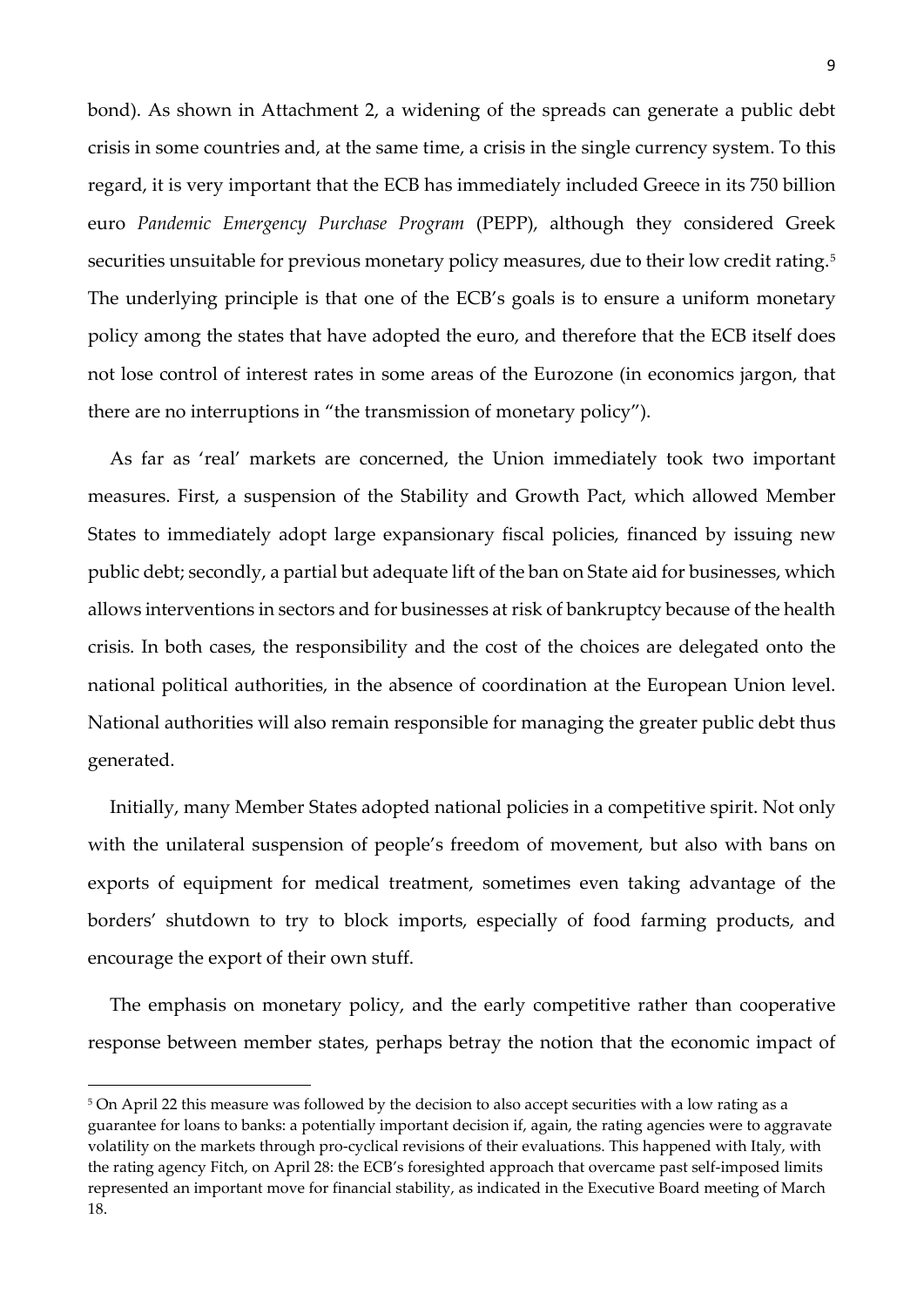bond). As shown in Attachment 2, a widening of the spreads can generate a public debt crisis in some countries and, at the same time, a crisis in the single currency system. To this regard, it is very important that the ECB has immediately included Greece in its 750 billion euro *Pandemic Emergency Purchase Program* (PEPP), although they considered Greek securities unsuitable for previous monetary policy measures, due to their low credit rating.[5] The underlying principle is that one of the ECB's goals is to ensure a uniform monetary policy among the states that have adopted the euro, and therefore that the ECB itself does not lose control of interest rates in some areas of the Eurozone (in economics jargon, that there are no interruptions in "the transmission of monetary policy").

As far as 'real' markets are concerned, the Union immediately took two important measures. First, a suspension of the Stability and Growth Pact, which allowed Member States to immediately adopt large expansionary fiscal policies, financed by issuing new public debt; secondly, a partial but adequate lift of the ban on State aid for businesses, which allows interventions in sectors and for businesses at risk of bankruptcy because of the health crisis. In both cases, the responsibility and the cost of the choices are delegated onto the national political authorities, in the absence of coordination at the European Union level. National authorities will also remain responsible for managing the greater public debt thus generated.

Initially, many Member States adopted national policies in a competitive spirit. Not only with the unilateral suspension of people's freedom of movement, but also with bans on exports of equipment for medical treatment, sometimes even taking advantage of the borders' shutdown to try to block imports, especially of food farming products, and encourage the export of their own stuff.

The emphasis on monetary policy, and the early competitive rather than cooperative response between member states, perhaps betray the notion that the economic impact of

[5] On April 22 this measure was followed by the decision to also accept securities with a low rating as a guarantee for loans to banks: a potentially important decision if, again, the rating agencies were to aggravate volatility on the markets through pro-cyclical revisions of their evaluations. This happened with Italy, with the rating agency Fitch, on April 28: the ECB's foresighted approach that overcame past self-imposed limits represented an important move for financial stability, as indicated in the Executive Board meeting of March 18.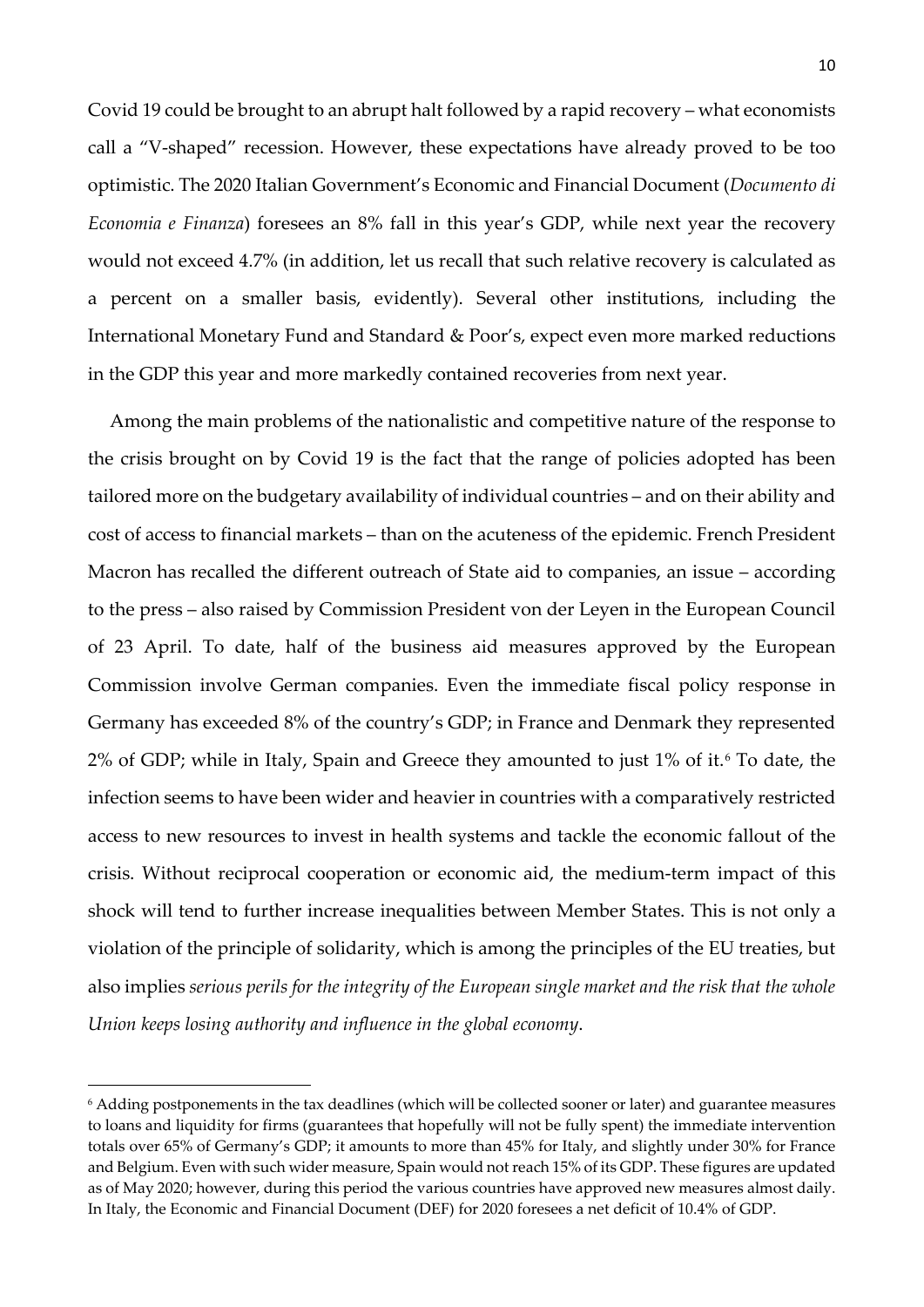Covid 19 could be brought to an abrupt halt followed by a rapid recovery – what economists call a "V-shaped" recession. However, these expectations have already proved to be too optimistic. The 2020 Italian Government's Economic and Financial Document (*Documento di Economia e Finanza*) foresees an 8% fall in this year's GDP, while next year the recovery would not exceed 4.7% (in addition, let us recall that such relative recovery is calculated as a percent on a smaller basis, evidently). Several other institutions, including the International Monetary Fund and Standard & Poor's, expect even more marked reductions in the GDP this year and more markedly contained recoveries from next year.

Among the main problems of the nationalistic and competitive nature of the response to the crisis brought on by Covid 19 is the fact that the range of policies adopted has been tailored more on the budgetary availability of individual countries – and on their ability and cost of access to financial markets – than on the acuteness of the epidemic. French President Macron has recalled the different outreach of State aid to companies, an issue – according to the press – also raised by Commission President von der Leyen in the European Council of 23 April. To date, half of the business aid measures approved by the European Commission involve German companies. Even the immediate fiscal policy response in Germany has exceeded 8% of the country's GDP; in France and Denmark they represented 2% of GDP; while in Italy, Spain and Greece they amounted to just 1% of it.[6] To date, the infection seems to have been wider and heavier in countries with a comparatively restricted access to new resources to invest in health systems and tackle the economic fallout of the crisis. Without reciprocal cooperation or economic aid, the medium-term impact of this shock will tend to further increase inequalities between Member States. This is not only a violation of the principle of solidarity, which is among the principles of the EU treaties, but also implies *serious perils for the integrity of the European single market and the risk that the whole Union keeps losing authority and influence in the global economy*.

[6] Adding postponements in the tax deadlines (which will be collected sooner or later) and guarantee measures to loans and liquidity for firms (guarantees that hopefully will not be fully spent) the immediate intervention totals over 65% of Germany's GDP; it amounts to more than 45% for Italy, and slightly under 30% for France and Belgium. Even with such wider measure, Spain would not reach 15% of its GDP. These figures are updated as of May 2020; however, during this period the various countries have approved new measures almost daily. In Italy, the Economic and Financial Document (DEF) for 2020 foresees a net deficit of 10.4% of GDP.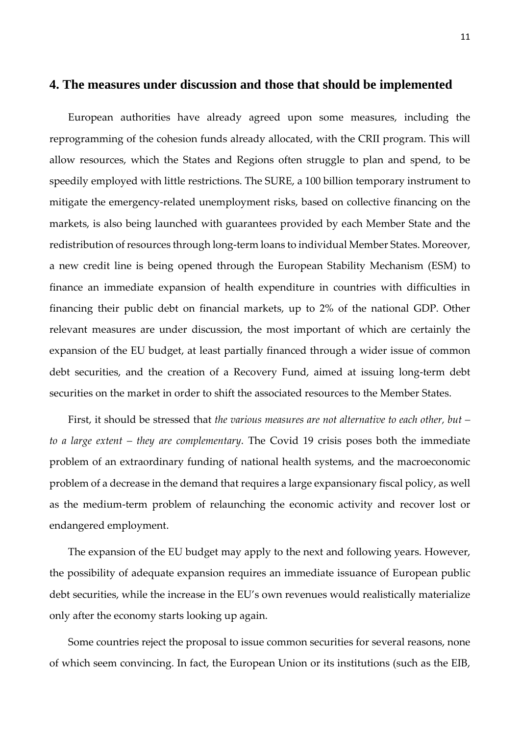## 4. The measures under discussion and those that should be implemented

European authorities have already agreed upon some measures, including the reprogramming of the cohesion funds already allocated, with the CRII program. This will allow resources, which the States and Regions often struggle to plan and spend, to be speedily employed with little restrictions. The SURE, a 100 billion temporary instrument to mitigate the emergency-related unemployment risks, based on collective financing on the markets, is also being launched with guarantees provided by each Member State and the redistribution of resources through long-term loans to individual Member States. Moreover, a new credit line is being opened through the European Stability Mechanism (ESM) to finance an immediate expansion of health expenditure in countries with difficulties in financing their public debt on financial markets, up to 2% of the national GDP. Other relevant measures are under discussion, the most important of which are certainly the expansion of the EU budget, at least partially financed through a wider issue of common debt securities, and the creation of a Recovery Fund, aimed at issuing long-term debt securities on the market in order to shift the associated resources to the Member States.

First, it should be stressed that *the various measures are not alternative to each other, but – to a large extent – they are complementary*. The Covid 19 crisis poses both the immediate problem of an extraordinary funding of national health systems, and the macroeconomic problem of a decrease in the demand that requires a large expansionary fiscal policy, as well as the medium-term problem of relaunching the economic activity and recover lost or endangered employment.

The expansion of the EU budget may apply to the next and following years. However, the possibility of adequate expansion requires an immediate issuance of European public debt securities, while the increase in the EU's own revenues would realistically materialize only after the economy starts looking up again.

Some countries reject the proposal to issue common securities for several reasons, none of which seem convincing. In fact, the European Union or its institutions (such as the EIB,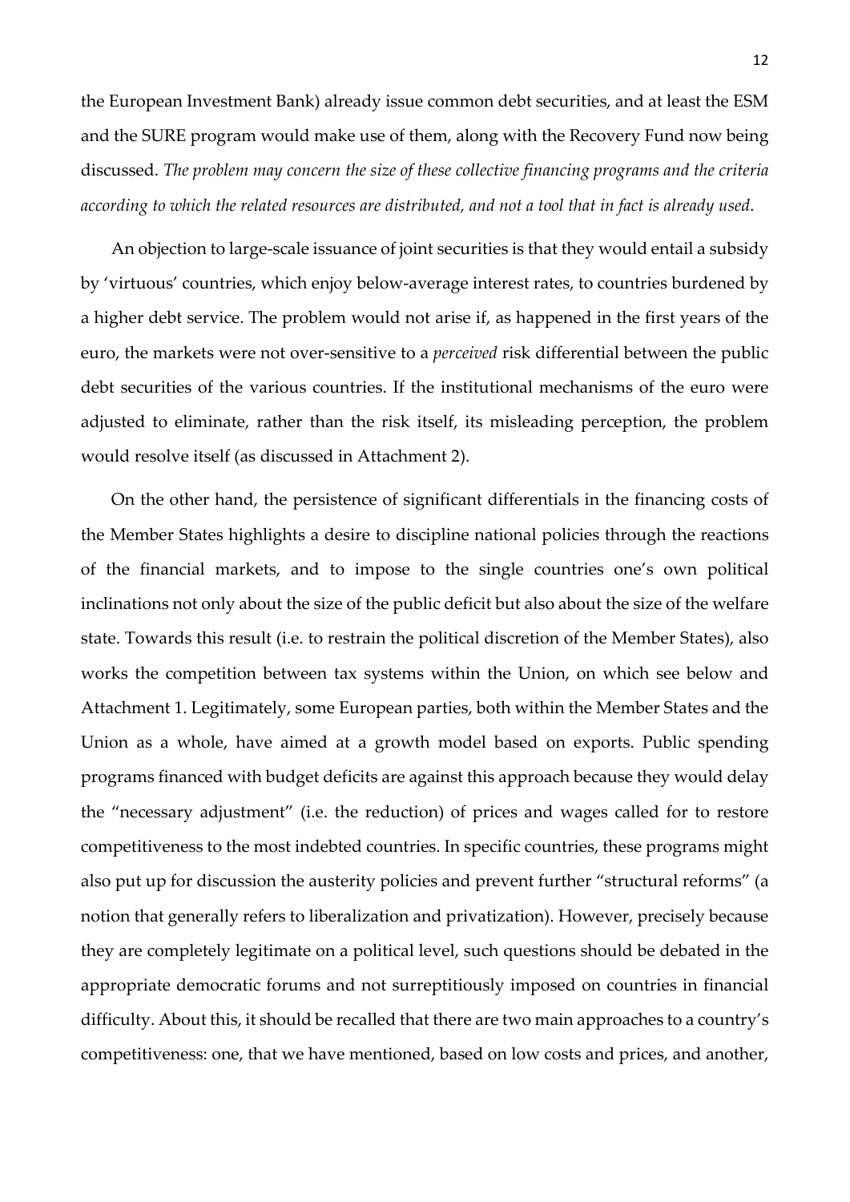the European Investment Bank) already issue common debt securities, and at least the ESM and the SURE program would make use of them, along with the Recovery Fund now being discussed. *The problem may concern the size of these collective financing programs and the criteria according to which the related resources are distributed, and not a tool that in fact is already used.*

An objection to large-scale issuance of joint securities is that they would entail a subsidy by 'virtuous' countries, which enjoy below-average interest rates, to countries burdened by a higher debt service. The problem would not arise if, as happened in the first years of the euro, the markets were not over-sensitive to a *perceived* risk differential between the public debt securities of the various countries. If the institutional mechanisms of the euro were adjusted to eliminate, rather than the risk itself, its misleading perception, the problem would resolve itself (as discussed in Attachment 2).

On the other hand, the persistence of significant differentials in the financing costs of the Member States highlights a desire to discipline national policies through the reactions of the financial markets, and to impose to the single countries one's own political inclinations not only about the size of the public deficit but also about the size of the welfare state. Towards this result (i.e. to restrain the political discretion of the Member States), also works the competition between tax systems within the Union, on which see below and Attachment 1. Legitimately, some European parties, both within the Member States and the Union as a whole, have aimed at a growth model based on exports. Public spending programs financed with budget deficits are against this approach because they would delay the "necessary adjustment" (i.e. the reduction) of prices and wages called for to restore competitiveness to the most indebted countries. In specific countries, these programs might also put up for discussion the austerity policies and prevent further "structural reforms" (a notion that generally refers to liberalization and privatization). However, precisely because they are completely legitimate on a political level, such questions should be debated in the appropriate democratic forums and not surreptitiously imposed on countries in financial difficulty. About this, it should be recalled that there are two main approaches to a country's competitiveness: one, that we have mentioned, based on low costs and prices, and another,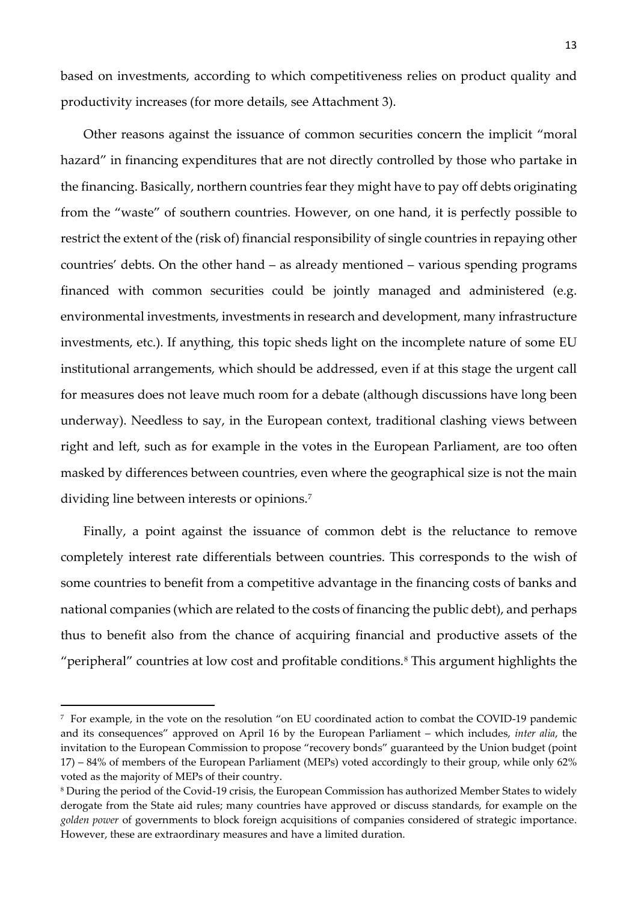based on investments, according to which competitiveness relies on product quality and productivity increases (for more details, see Attachment 3).

Other reasons against the issuance of common securities concern the implicit "moral hazard" in financing expenditures that are not directly controlled by those who partake in the financing. Basically, northern countries fear they might have to pay off debts originating from the "waste" of southern countries. However, on one hand, it is perfectly possible to restrict the extent of the (risk of) financial responsibility of single countries in repaying other countries' debts. On the other hand – as already mentioned – various spending programs financed with common securities could be jointly managed and administered (e.g. environmental investments, investments in research and development, many infrastructure investments, etc.). If anything, this topic sheds light on the incomplete nature of some EU institutional arrangements, which should be addressed, even if at this stage the urgent call for measures does not leave much room for a debate (although discussions have long been underway). Needless to say, in the European context, traditional clashing views between right and left, such as for example in the votes in the European Parliament, are too often masked by differences between countries, even where the geographical size is not the main dividing line between interests or opinions.[7]

Finally, a point against the issuance of common debt is the reluctance to remove completely interest rate differentials between countries. This corresponds to the wish of some countries to benefit from a competitive advantage in the financing costs of banks and national companies (which are related to the costs of financing the public debt), and perhaps thus to benefit also from the chance of acquiring financial and productive assets of the "peripheral" countries at low cost and profitable conditions.[8] This argument highlights the

---

[7] For example, in the vote on the resolution "on EU coordinated action to combat the COVID-19 pandemic and its consequences" approved on April 16 by the European Parliament – which includes, *inter alia*, the invitation to the European Commission to propose "recovery bonds" guaranteed by the Union budget (point 17) – 84% of members of the European Parliament (MEPs) voted accordingly to their group, while only 62% voted as the majority of MEPs of their country.

[8] During the period of the Covid-19 crisis, the European Commission has authorized Member States to widely derogate from the State aid rules; many countries have approved or discuss standards, for example on the *golden power* of governments to block foreign acquisitions of companies considered of strategic importance. However, these are extraordinary measures and have a limited duration.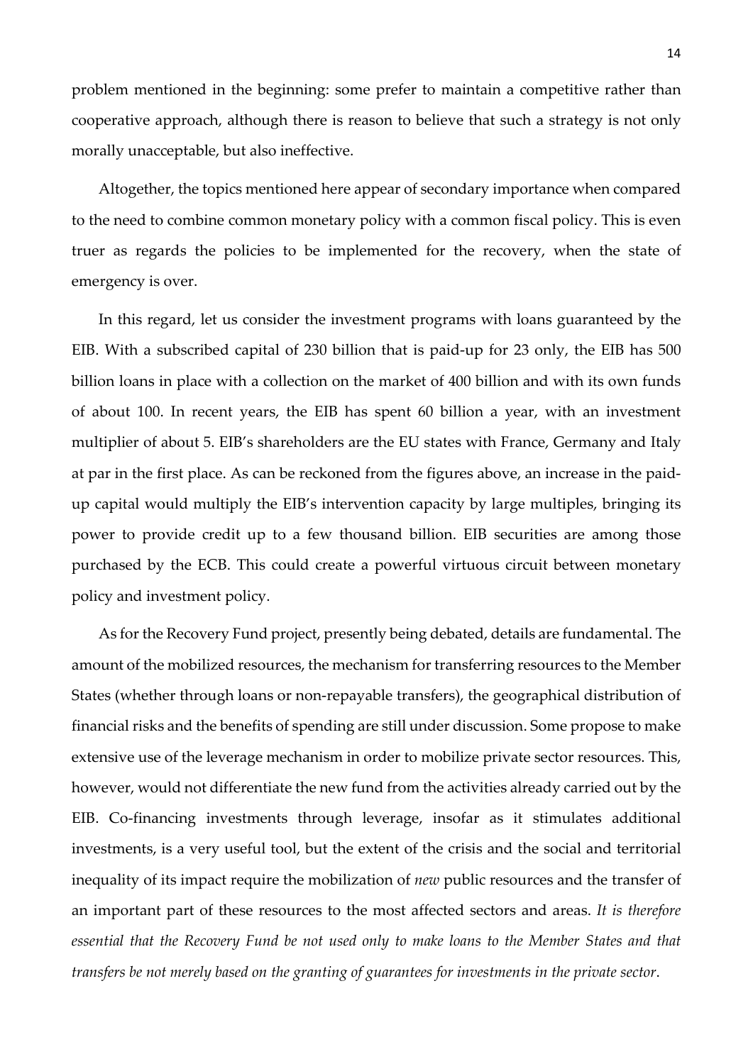problem mentioned in the beginning: some prefer to maintain a competitive rather than cooperative approach, although there is reason to believe that such a strategy is not only morally unacceptable, but also ineffective.

Altogether, the topics mentioned here appear of secondary importance when compared to the need to combine common monetary policy with a common fiscal policy. This is even truer as regards the policies to be implemented for the recovery, when the state of emergency is over.

In this regard, let us consider the investment programs with loans guaranteed by the EIB. With a subscribed capital of 230 billion that is paid-up for 23 only, the EIB has 500 billion loans in place with a collection on the market of 400 billion and with its own funds of about 100. In recent years, the EIB has spent 60 billion a year, with an investment multiplier of about 5. EIB's shareholders are the EU states with France, Germany and Italy at par in the first place. As can be reckoned from the figures above, an increase in the paid-up capital would multiply the EIB's intervention capacity by large multiples, bringing its power to provide credit up to a few thousand billion. EIB securities are among those purchased by the ECB. This could create a powerful virtuous circuit between monetary policy and investment policy.

As for the Recovery Fund project, presently being debated, details are fundamental. The amount of the mobilized resources, the mechanism for transferring resources to the Member States (whether through loans or non-repayable transfers), the geographical distribution of financial risks and the benefits of spending are still under discussion. Some propose to make extensive use of the leverage mechanism in order to mobilize private sector resources. This, however, would not differentiate the new fund from the activities already carried out by the EIB. Co-financing investments through leverage, insofar as it stimulates additional investments, is a very useful tool, but the extent of the crisis and the social and territorial inequality of its impact require the mobilization of *new* public resources and the transfer of an important part of these resources to the most affected sectors and areas. *It is therefore essential that the Recovery Fund be not used only to make loans to the Member States and that transfers be not merely based on the granting of guarantees for investments in the private sector*.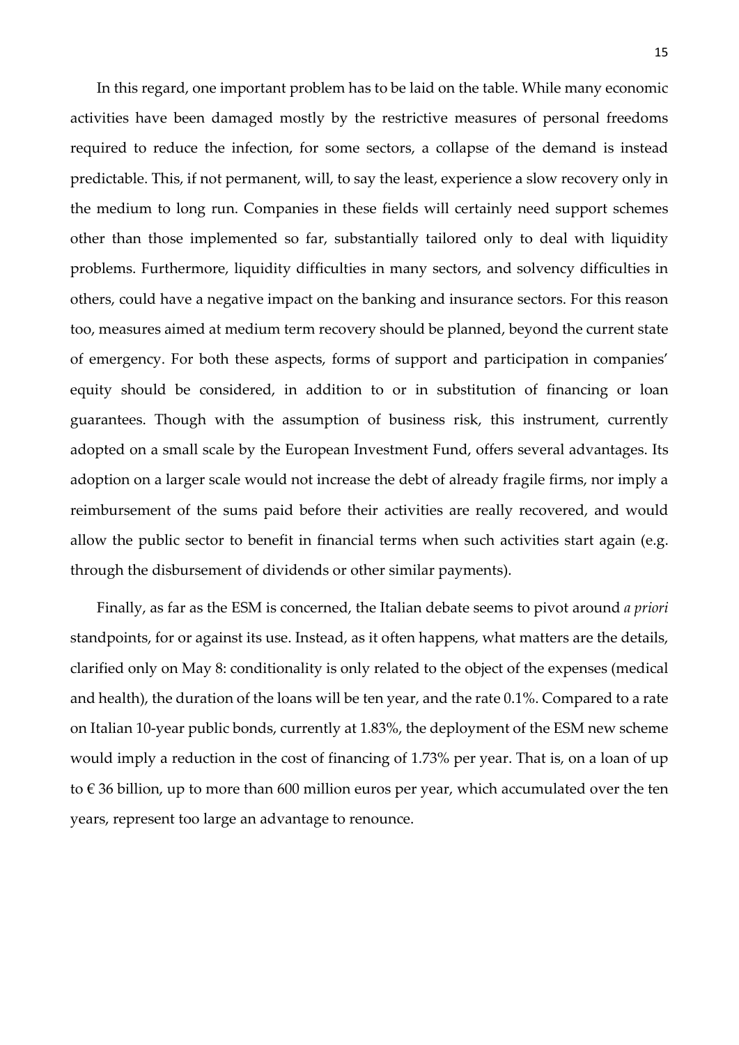In this regard, one important problem has to be laid on the table. While many economic activities have been damaged mostly by the restrictive measures of personal freedoms required to reduce the infection, for some sectors, a collapse of the demand is instead predictable. This, if not permanent, will, to say the least, experience a slow recovery only in the medium to long run. Companies in these fields will certainly need support schemes other than those implemented so far, substantially tailored only to deal with liquidity problems. Furthermore, liquidity difficulties in many sectors, and solvency difficulties in others, could have a negative impact on the banking and insurance sectors. For this reason too, measures aimed at medium term recovery should be planned, beyond the current state of emergency. For both these aspects, forms of support and participation in companies' equity should be considered, in addition to or in substitution of financing or loan guarantees. Though with the assumption of business risk, this instrument, currently adopted on a small scale by the European Investment Fund, offers several advantages. Its adoption on a larger scale would not increase the debt of already fragile firms, nor imply a reimbursement of the sums paid before their activities are really recovered, and would allow the public sector to benefit in financial terms when such activities start again (e.g. through the disbursement of dividends or other similar payments).

Finally, as far as the ESM is concerned, the Italian debate seems to pivot around *a priori* standpoints, for or against its use. Instead, as it often happens, what matters are the details, clarified only on May 8: conditionality is only related to the object of the expenses (medical and health), the duration of the loans will be ten year, and the rate 0.1%. Compared to a rate on Italian 10-year public bonds, currently at 1.83%, the deployment of the ESM new scheme would imply a reduction in the cost of financing of 1.73% per year. That is, on a loan of up to € 36 billion, up to more than 600 million euros per year, which accumulated over the ten years, represent too large an advantage to renounce.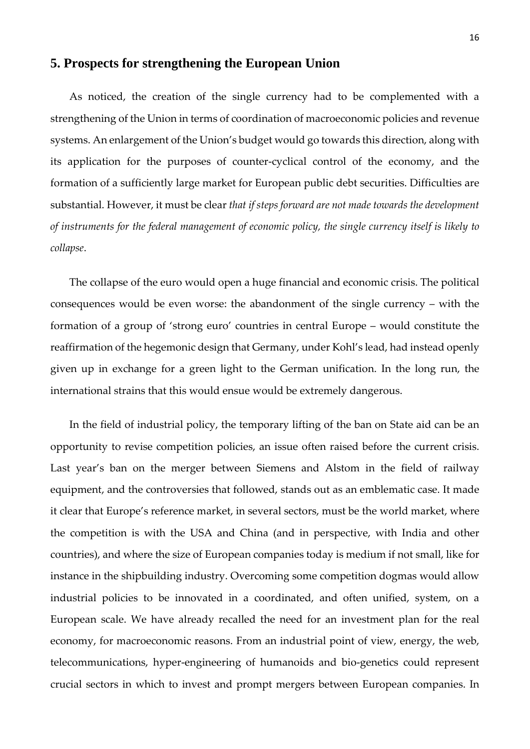## 5. Prospects for strengthening the European Union

As noticed, the creation of the single currency had to be complemented with a strengthening of the Union in terms of coordination of macroeconomic policies and revenue systems. An enlargement of the Union's budget would go towards this direction, along with its application for the purposes of counter-cyclical control of the economy, and the formation of a sufficiently large market for European public debt securities. Difficulties are substantial. However, it must be clear *that if steps forward are not made towards the development of instruments for the federal management of economic policy, the single currency itself is likely to collapse*.

The collapse of the euro would open a huge financial and economic crisis. The political consequences would be even worse: the abandonment of the single currency – with the formation of a group of 'strong euro' countries in central Europe – would constitute the reaffirmation of the hegemonic design that Germany, under Kohl's lead, had instead openly given up in exchange for a green light to the German unification. In the long run, the international strains that this would ensue would be extremely dangerous.

In the field of industrial policy, the temporary lifting of the ban on State aid can be an opportunity to revise competition policies, an issue often raised before the current crisis. Last year's ban on the merger between Siemens and Alstom in the field of railway equipment, and the controversies that followed, stands out as an emblematic case. It made it clear that Europe's reference market, in several sectors, must be the world market, where the competition is with the USA and China (and in perspective, with India and other countries), and where the size of European companies today is medium if not small, like for instance in the shipbuilding industry. Overcoming some competition dogmas would allow industrial policies to be innovated in a coordinated, and often unified, system, on a European scale. We have already recalled the need for an investment plan for the real economy, for macroeconomic reasons. From an industrial point of view, energy, the web, telecommunications, hyper-engineering of humanoids and bio-genetics could represent crucial sectors in which to invest and prompt mergers between European companies. In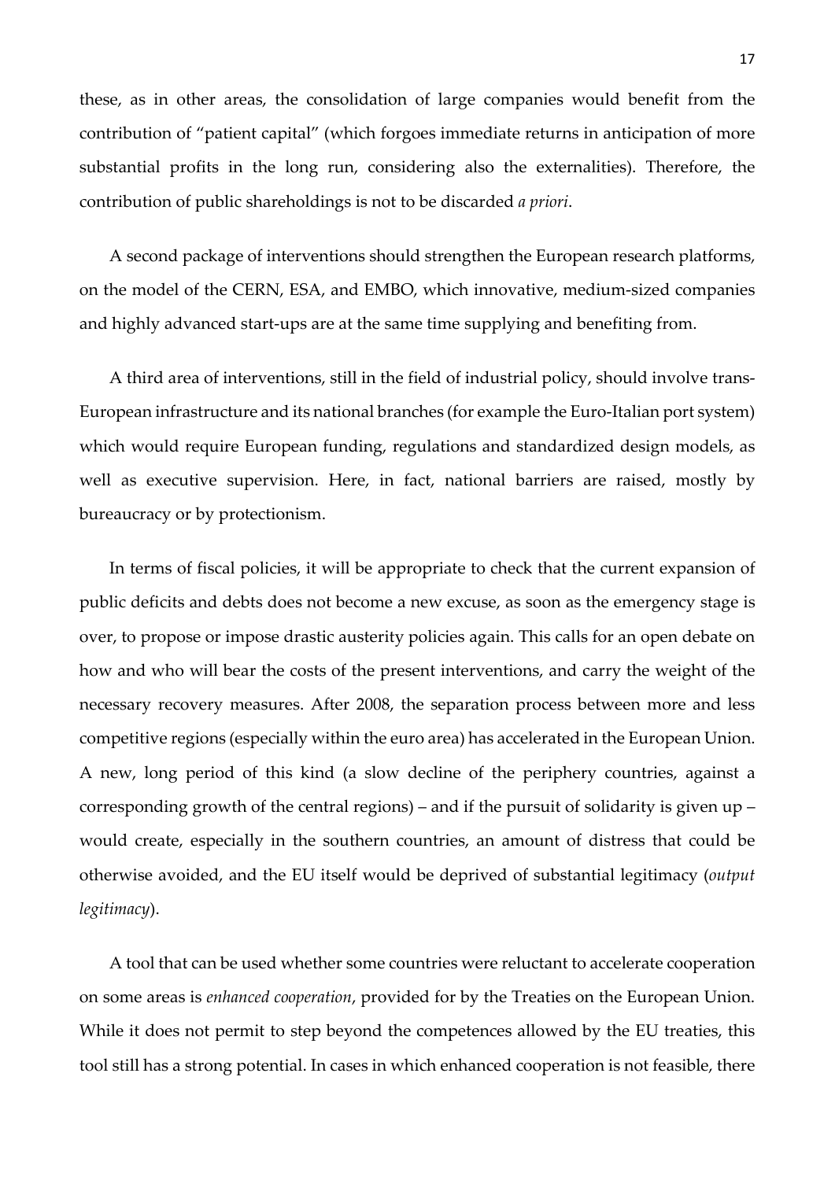these, as in other areas, the consolidation of large companies would benefit from the contribution of "patient capital" (which forgoes immediate returns in anticipation of more substantial profits in the long run, considering also the externalities). Therefore, the contribution of public shareholdings is not to be discarded *a priori*.

A second package of interventions should strengthen the European research platforms, on the model of the CERN, ESA, and EMBO, which innovative, medium-sized companies and highly advanced start-ups are at the same time supplying and benefiting from.

A third area of interventions, still in the field of industrial policy, should involve trans-European infrastructure and its national branches (for example the Euro-Italian port system) which would require European funding, regulations and standardized design models, as well as executive supervision. Here, in fact, national barriers are raised, mostly by bureaucracy or by protectionism.

In terms of fiscal policies, it will be appropriate to check that the current expansion of public deficits and debts does not become a new excuse, as soon as the emergency stage is over, to propose or impose drastic austerity policies again. This calls for an open debate on how and who will bear the costs of the present interventions, and carry the weight of the necessary recovery measures. After 2008, the separation process between more and less competitive regions (especially within the euro area) has accelerated in the European Union. A new, long period of this kind (a slow decline of the periphery countries, against a corresponding growth of the central regions) – and if the pursuit of solidarity is given up – would create, especially in the southern countries, an amount of distress that could be otherwise avoided, and the EU itself would be deprived of substantial legitimacy (*output legitimacy*).

A tool that can be used whether some countries were reluctant to accelerate cooperation on some areas is *enhanced cooperation*, provided for by the Treaties on the European Union. While it does not permit to step beyond the competences allowed by the EU treaties, this tool still has a strong potential. In cases in which enhanced cooperation is not feasible, there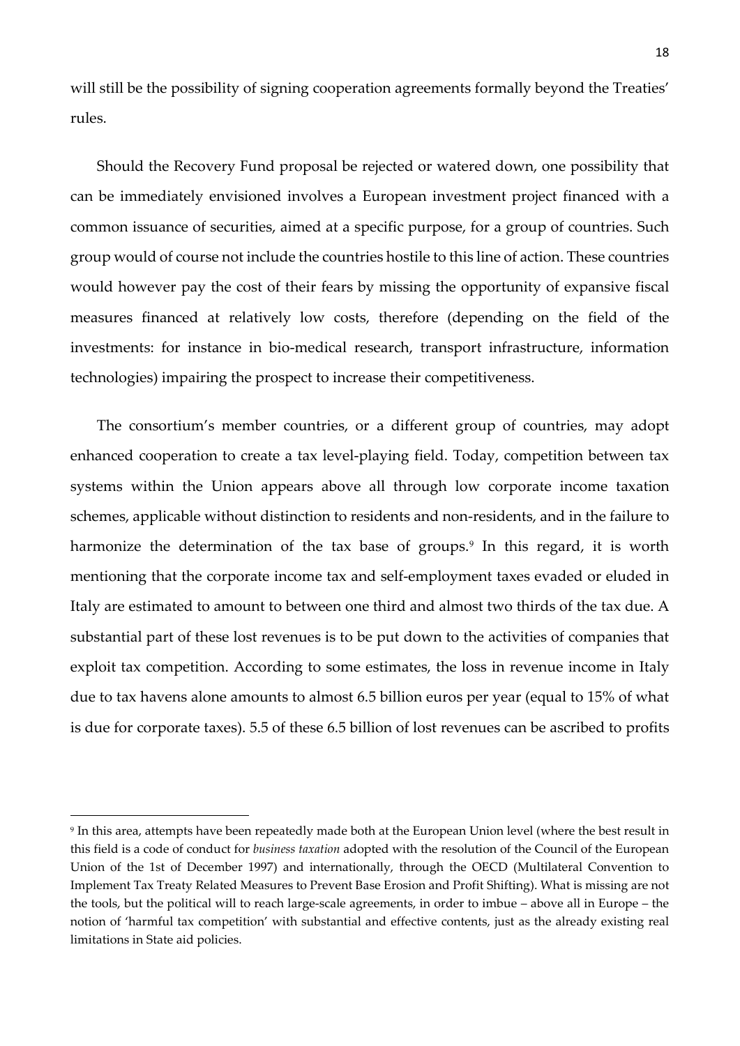will still be the possibility of signing cooperation agreements formally beyond the Treaties' rules.

Should the Recovery Fund proposal be rejected or watered down, one possibility that can be immediately envisioned involves a European investment project financed with a common issuance of securities, aimed at a specific purpose, for a group of countries. Such group would of course not include the countries hostile to this line of action. These countries would however pay the cost of their fears by missing the opportunity of expansive fiscal measures financed at relatively low costs, therefore (depending on the field of the investments: for instance in bio-medical research, transport infrastructure, information technologies) impairing the prospect to increase their competitiveness.

The consortium's member countries, or a different group of countries, may adopt enhanced cooperation to create a tax level-playing field. Today, competition between tax systems within the Union appears above all through low corporate income taxation schemes, applicable without distinction to residents and non-residents, and in the failure to harmonize the determination of the tax base of groups.[9] In this regard, it is worth mentioning that the corporate income tax and self-employment taxes evaded or eluded in Italy are estimated to amount to between one third and almost two thirds of the tax due. A substantial part of these lost revenues is to be put down to the activities of companies that exploit tax competition. According to some estimates, the loss in revenue income in Italy due to tax havens alone amounts to almost 6.5 billion euros per year (equal to 15% of what is due for corporate taxes). 5.5 of these 6.5 billion of lost revenues can be ascribed to profits

[9] In this area, attempts have been repeatedly made both at the European Union level (where the best result in this field is a code of conduct for *business taxation* adopted with the resolution of the Council of the European Union of the 1st of December 1997) and internationally, through the OECD (Multilateral Convention to Implement Tax Treaty Related Measures to Prevent Base Erosion and Profit Shifting). What is missing are not the tools, but the political will to reach large-scale agreements, in order to imbue – above all in Europe – the notion of 'harmful tax competition' with substantial and effective contents, just as the already existing real limitations in State aid policies.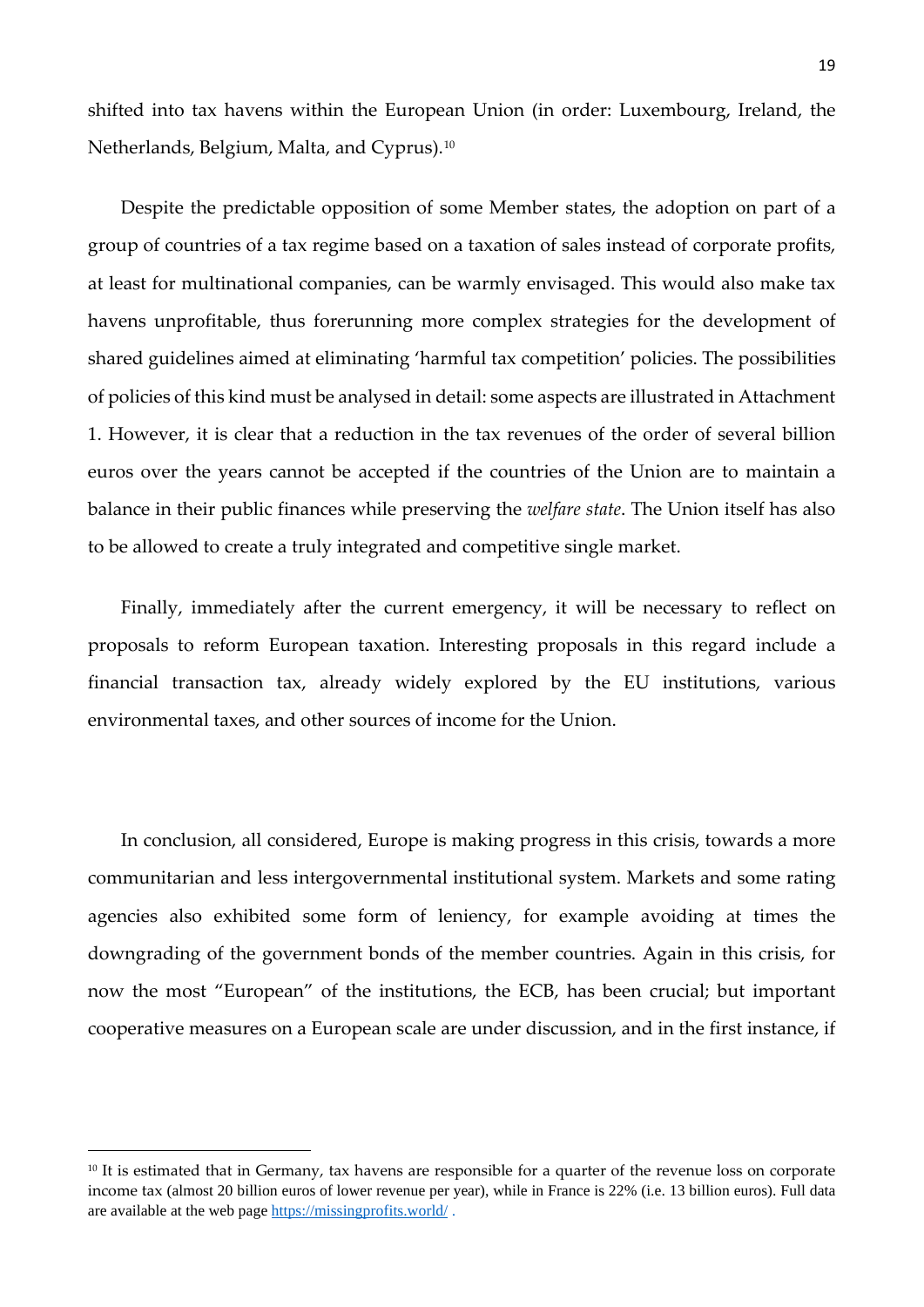shifted into tax havens within the European Union (in order: Luxembourg, Ireland, the Netherlands, Belgium, Malta, and Cyprus).[10]

Despite the predictable opposition of some Member states, the adoption on part of a group of countries of a tax regime based on a taxation of sales instead of corporate profits, at least for multinational companies, can be warmly envisaged. This would also make tax havens unprofitable, thus forerunning more complex strategies for the development of shared guidelines aimed at eliminating 'harmful tax competition' policies. The possibilities of policies of this kind must be analysed in detail: some aspects are illustrated in Attachment 1. However, it is clear that a reduction in the tax revenues of the order of several billion euros over the years cannot be accepted if the countries of the Union are to maintain a balance in their public finances while preserving the *welfare state*. The Union itself has also to be allowed to create a truly integrated and competitive single market.

Finally, immediately after the current emergency, it will be necessary to reflect on proposals to reform European taxation. Interesting proposals in this regard include a financial transaction tax, already widely explored by the EU institutions, various environmental taxes, and other sources of income for the Union.

In conclusion, all considered, Europe is making progress in this crisis, towards a more communitarian and less intergovernmental institutional system. Markets and some rating agencies also exhibited some form of leniency, for example avoiding at times the downgrading of the government bonds of the member countries. Again in this crisis, for now the most "European" of the institutions, the ECB, has been crucial; but important cooperative measures on a European scale are under discussion, and in the first instance, if

---

[10] It is estimated that in Germany, tax havens are responsible for a quarter of the revenue loss on corporate income tax (almost 20 billion euros of lower revenue per year), while in France is 22% (i.e. 13 billion euros). Full data are available at the web page [https://missingprofits.world/](https://missingprofits.world/) .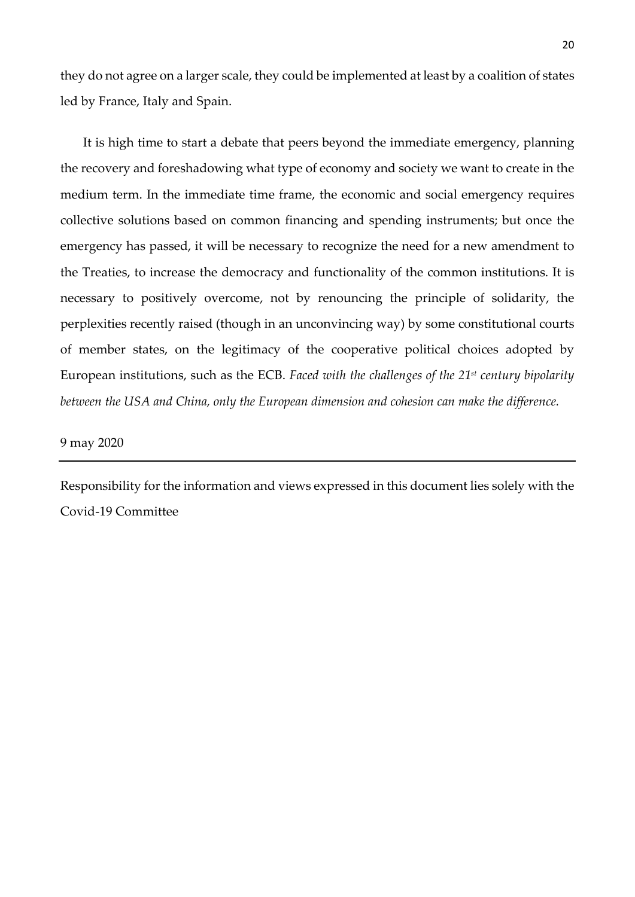they do not agree on a larger scale, they could be implemented at least by a coalition of states led by France, Italy and Spain.

It is high time to start a debate that peers beyond the immediate emergency, planning the recovery and foreshadowing what type of economy and society we want to create in the medium term. In the immediate time frame, the economic and social emergency requires collective solutions based on common financing and spending instruments; but once the emergency has passed, it will be necessary to recognize the need for a new amendment to the Treaties, to increase the democracy and functionality of the common institutions. It is necessary to positively overcome, not by renouncing the principle of solidarity, the perplexities recently raised (though in an unconvincing way) by some constitutional courts of member states, on the legitimacy of the cooperative political choices adopted by European institutions, such as the ECB. *Faced with the challenges of the 21st century bipolarity between the USA and China, only the European dimension and cohesion can make the difference.*

9 may 2020

---

Responsibility for the information and views expressed in this document lies solely with the Covid-19 Committee